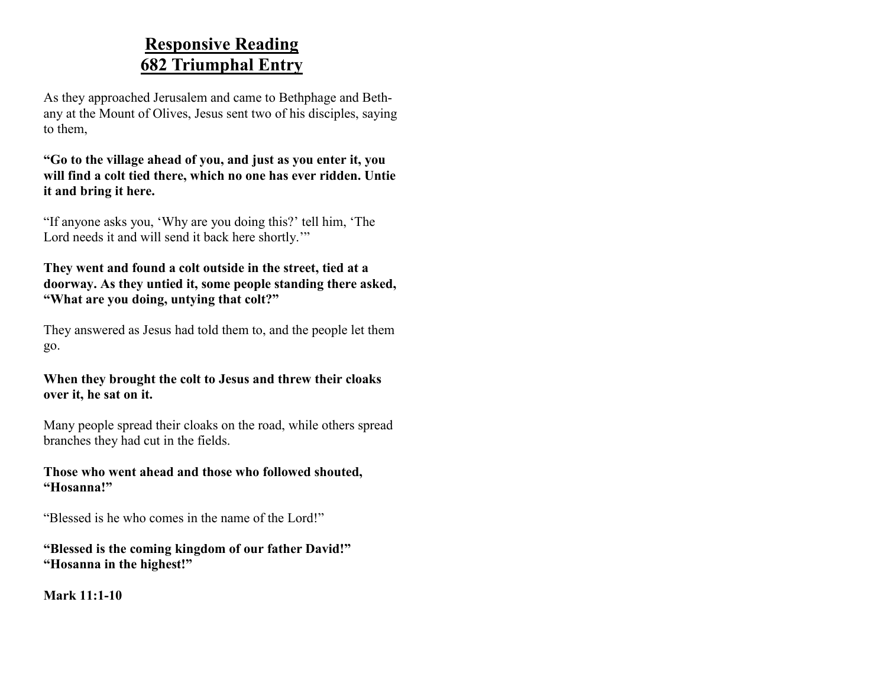# Responsive Reading
# 682 Triumphal Entry

As they approached Jerusalem and came to Bethphage and Bethany at the Mount of Olives, Jesus sent two of his disciples, saying to them,

**"Go to the village ahead of you, and just as you enter it, you will find a colt tied there, which no one has ever ridden. Untie it and bring it here.**

"If anyone asks you, 'Why are you doing this?' tell him, 'The Lord needs it and will send it back here shortly.'"

**They went and found a colt outside in the street, tied at a doorway. As they untied it, some people standing there asked, "What are you doing, untying that colt?"**

They answered as Jesus had told them to, and the people let them go.

**When they brought the colt to Jesus and threw their cloaks over it, he sat on it.**

Many people spread their cloaks on the road, while others spread branches they had cut in the fields.

**Those who went ahead and those who followed shouted, "Hosanna!"**

"Blessed is he who comes in the name of the Lord!"

**"Blessed is the coming kingdom of our father David!"**
**"Hosanna in the highest!"**

**Mark 11:1-10**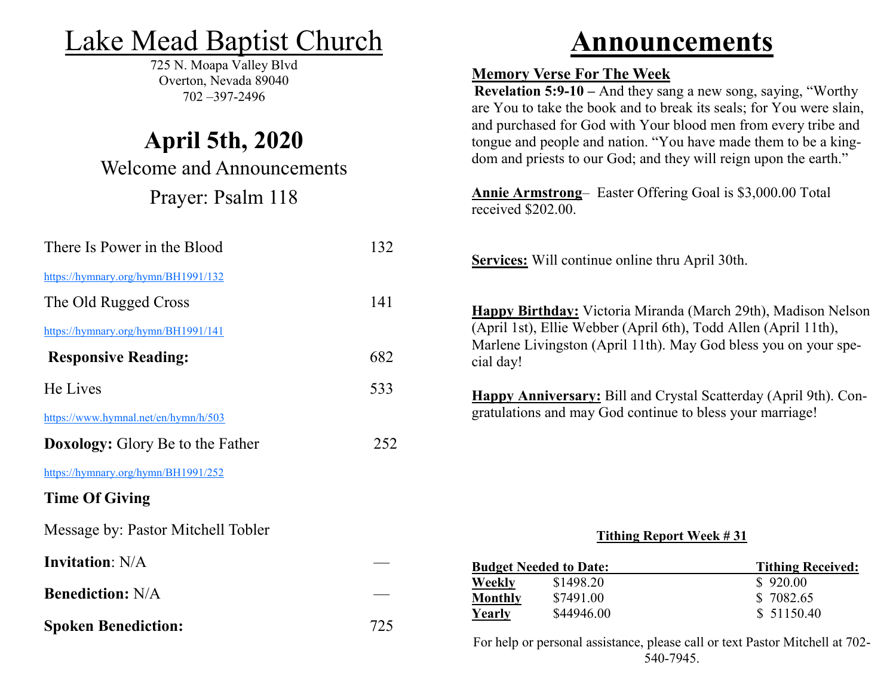# Lake Mead Baptist Church

725 N. Moapa Valley Blvd
Overton, Nevada 89040
702 –397-2496

## April 5th, 2020

Welcome and Announcements

Prayer: Psalm 118

| | |
|---|---|
| There Is Power in the Blood | 132 |
| https://hymnary.org/hymn/BH1991/132 | |
| The Old Rugged Cross | 141 |
| https://hymnary.org/hymn/BH1991/141 | |
| **Responsive Reading:** | 682 |
| He Lives | 533 |
| https://www.hymnal.net/en/hymn/h/503 | |
| **Doxology:** Glory Be to the Father | 252 |
| https://hymnary.org/hymn/BH1991/252 | |
| **Time Of Giving** | |
| Message by: Pastor Mitchell Tobler | |
| **Invitation**: N/A | — |
| **Benediction:** N/A | — |
| **Spoken Benediction:** | 725 |

# Announcements

**Memory Verse For The Week**

**Revelation 5:9-10 –** And they sang a new song, saying, “Worthy are You to take the book and to break its seals; for You were slain, and purchased for God with Your blood men from every tribe and tongue and people and nation. “You have made them to be a kingdom and priests to our God; and they will reign upon the earth.”

**Annie Armstrong**– Easter Offering Goal is $3,000.00 Total received $202.00.

**Services:** Will continue online thru April 30th.

**Happy Birthday:** Victoria Miranda (March 29th), Madison Nelson (April 1st), Ellie Webber (April 6th), Todd Allen (April 11th), Marlene Livingston (April 11th). May God bless you on your special day!

**Happy Anniversary:** Bill and Crystal Scatterday (April 9th). Congratulations and may God continue to bless your marriage!

**Tithing Report Week # 31**

| **Budget Needed to Date:** | | **Tithing Received:** |
|---|---|---|
| **Weekly** | $1498.20 | $ 920.00 |
| **Monthly** | $7491.00 | $ 7082.65 |
| **Yearly** | $44946.00 | $ 51150.40 |

For help or personal assistance, please call or text Pastor Mitchell at 702-540-7945.